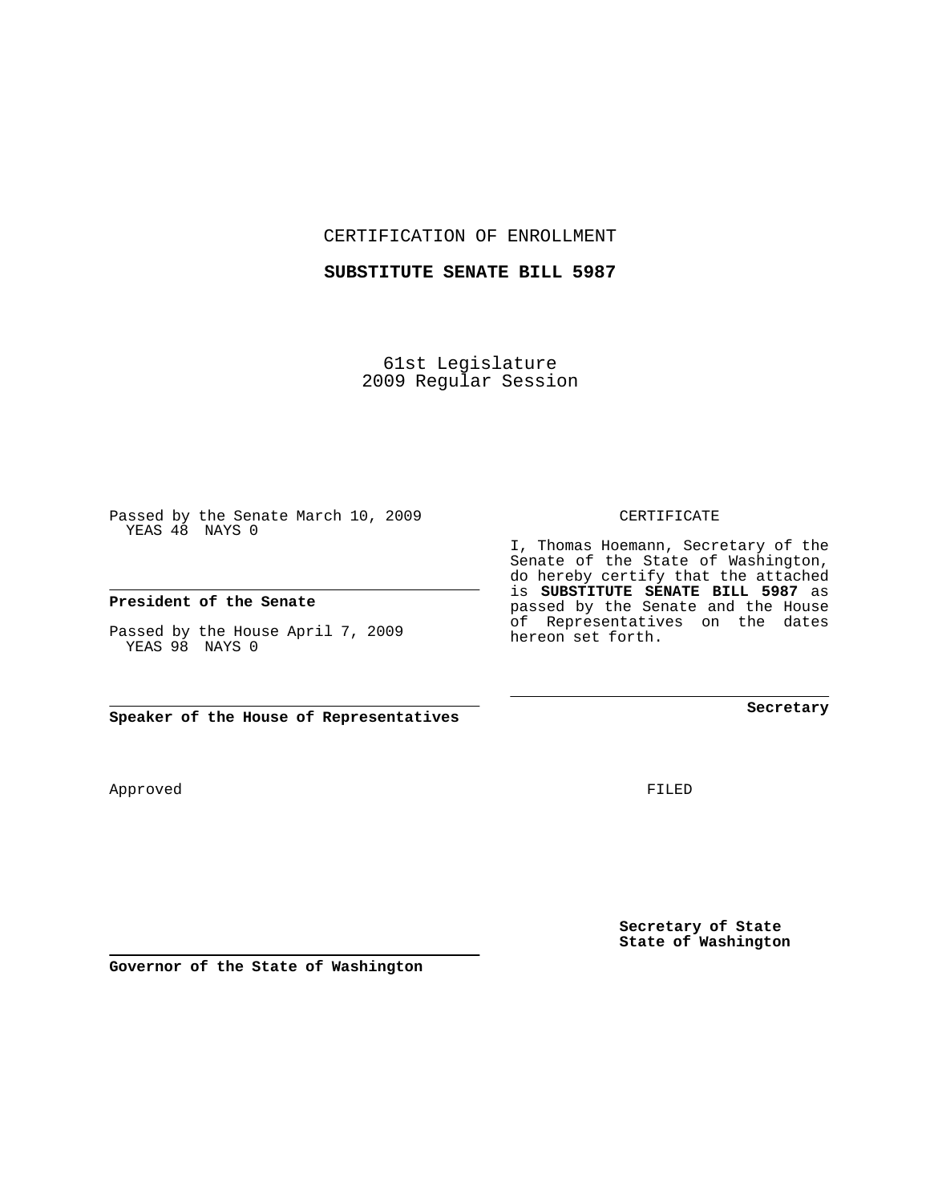CERTIFICATION OF ENROLLMENT

**SUBSTITUTE SENATE BILL 5987**

61st Legislature
2009 Regular Session

Passed by the Senate March 10, 2009
YEAS 48 NAYS 0

**President of the Senate**

Passed by the House April 7, 2009
YEAS 98 NAYS 0

**Speaker of the House of Representatives**

CERTIFICATE

I, Thomas Hoemann, Secretary of the Senate of the State of Washington, do hereby certify that the attached is **SUBSTITUTE SENATE BILL 5987** as passed by the Senate and the House of Representatives on the dates hereon set forth.

**Secretary**

Approved

FILED

**Secretary of State**
**State of Washington**

**Governor of the State of Washington**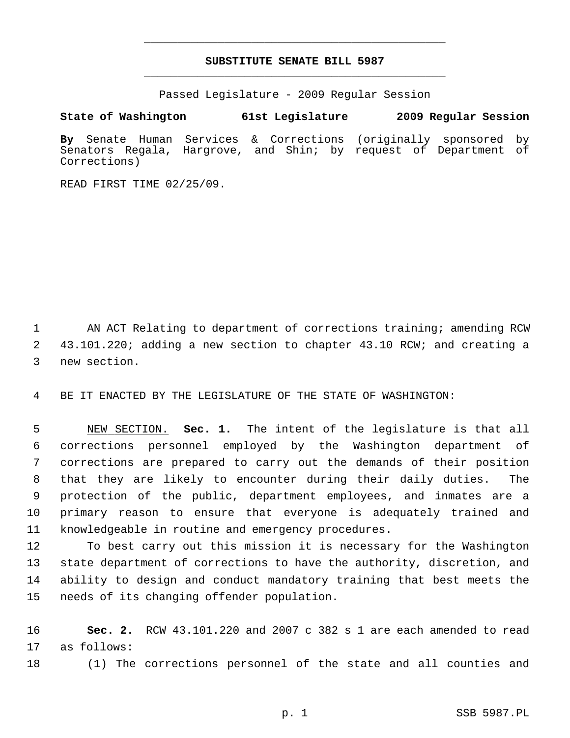# SUBSTITUTE SENATE BILL 5987

Passed Legislature - 2009 Regular Session

**State of Washington 61st Legislature 2009 Regular Session**

**By** Senate Human Services & Corrections (originally sponsored by Senators Regala, Hargrove, and Shin; by request of Department of Corrections)

READ FIRST TIME 02/25/09.

AN ACT Relating to department of corrections training; amending RCW 43.101.220; adding a new section to chapter 43.10 RCW; and creating a new section.

BE IT ENACTED BY THE LEGISLATURE OF THE STATE OF WASHINGTON:

NEW SECTION. **Sec. 1.** The intent of the legislature is that all corrections personnel employed by the Washington department of corrections are prepared to carry out the demands of their position that they are likely to encounter during their daily duties. The protection of the public, department employees, and inmates are a primary reason to ensure that everyone is adequately trained and knowledgeable in routine and emergency procedures.

To best carry out this mission it is necessary for the Washington state department of corrections to have the authority, discretion, and ability to design and conduct mandatory training that best meets the needs of its changing offender population.

**Sec. 2.** RCW 43.101.220 and 2007 c 382 s 1 are each amended to read as follows:

(1) The corrections personnel of the state and all counties and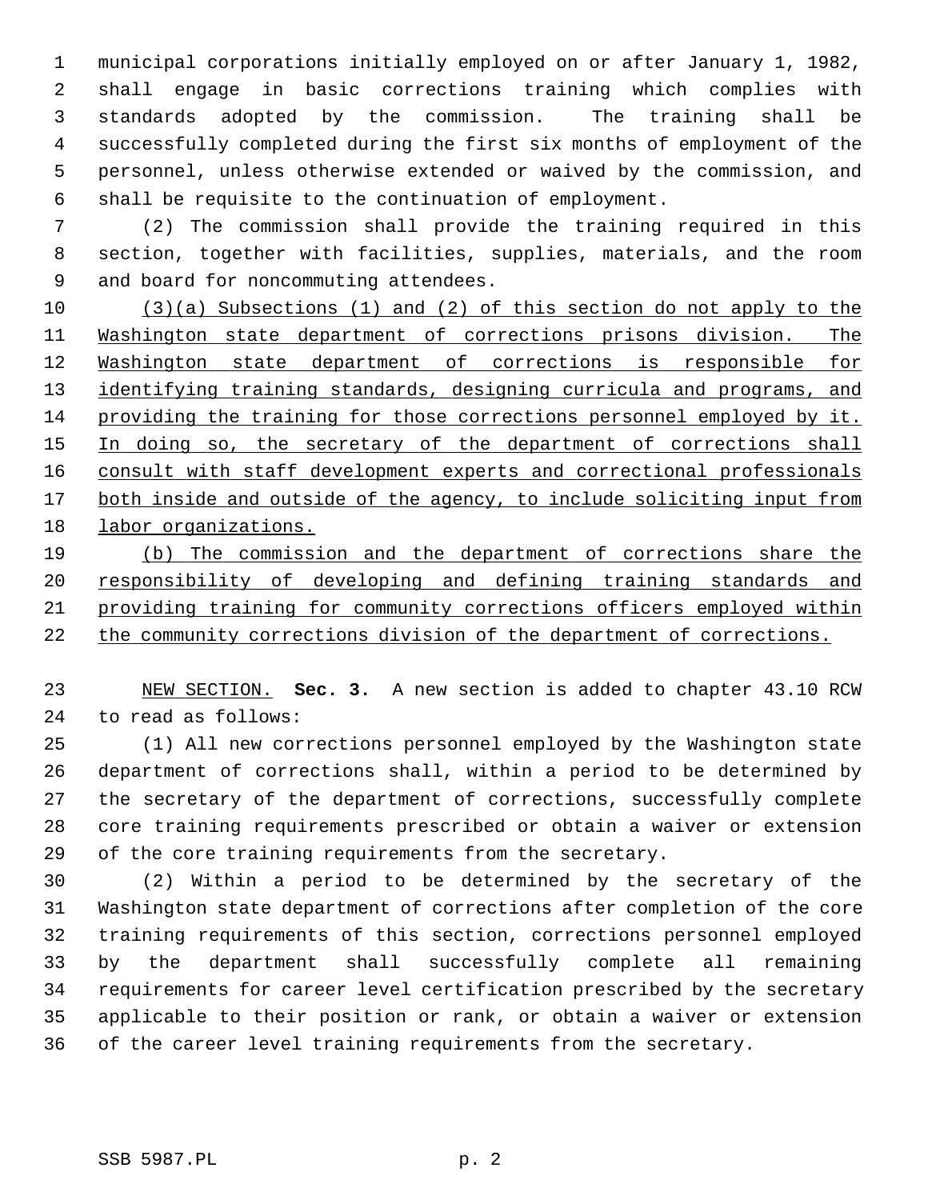municipal corporations initially employed on or after January 1, 1982, shall engage in basic corrections training which complies with standards adopted by the commission. The training shall be successfully completed during the first six months of employment of the personnel, unless otherwise extended or waived by the commission, and shall be requisite to the continuation of employment.

(2) The commission shall provide the training required in this section, together with facilities, supplies, materials, and the room and board for noncommuting attendees.

<u>(3)(a) Subsections (1) and (2) of this section do not apply to the Washington state department of corrections prisons division. The Washington state department of corrections is responsible for identifying training standards, designing curricula and programs, and providing the training for those corrections personnel employed by it. In doing so, the secretary of the department of corrections shall consult with staff development experts and correctional professionals both inside and outside of the agency, to include soliciting input from labor organizations.</u>

<u>(b) The commission and the department of corrections share the responsibility of developing and defining training standards and providing training for community corrections officers employed within the community corrections division of the department of corrections.</u>

<u>NEW SECTION.</u> **Sec. 3.** A new section is added to chapter 43.10 RCW to read as follows:

(1) All new corrections personnel employed by the Washington state department of corrections shall, within a period to be determined by the secretary of the department of corrections, successfully complete core training requirements prescribed or obtain a waiver or extension of the core training requirements from the secretary.

(2) Within a period to be determined by the secretary of the Washington state department of corrections after completion of the core training requirements of this section, corrections personnel employed by the department shall successfully complete all remaining requirements for career level certification prescribed by the secretary applicable to their position or rank, or obtain a waiver or extension of the career level training requirements from the secretary.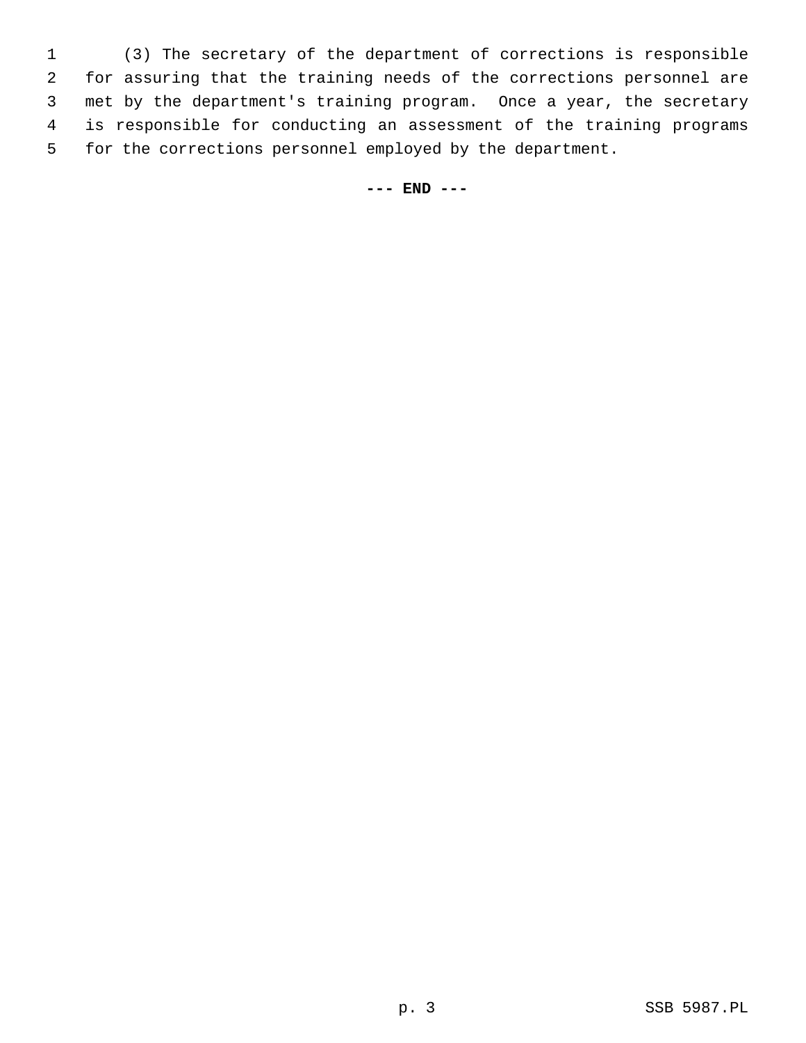(3) The secretary of the department of corrections is responsible for assuring that the training needs of the corrections personnel are met by the department's training program. Once a year, the secretary is responsible for conducting an assessment of the training programs for the corrections personnel employed by the department.

**--- END ---**